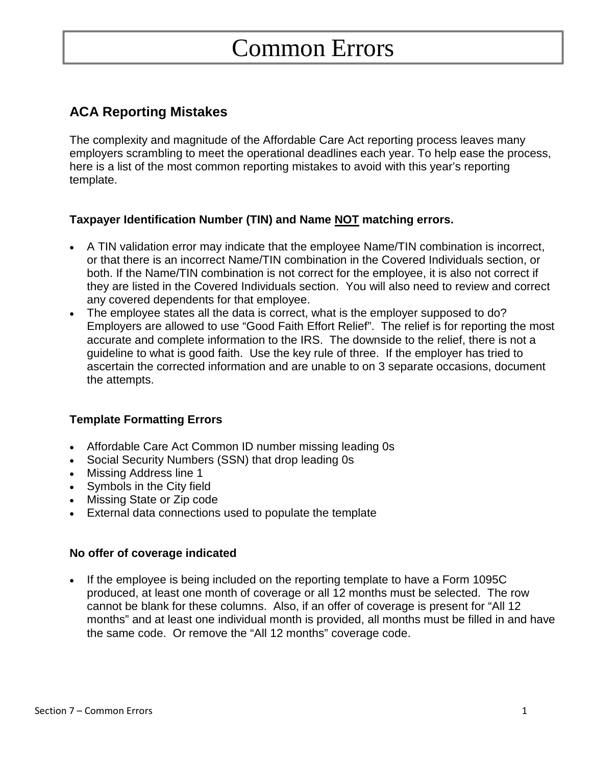# Common Errors

## ACA Reporting Mistakes

The complexity and magnitude of the Affordable Care Act reporting process leaves many employers scrambling to meet the operational deadlines each year. To help ease the process, here is a list of the most common reporting mistakes to avoid with this year's reporting template.

### Taxpayer Identification Number (TIN) and Name NOT matching errors.

- A TIN validation error may indicate that the employee Name/TIN combination is incorrect, or that there is an incorrect Name/TIN combination in the Covered Individuals section, or both. If the Name/TIN combination is not correct for the employee, it is also not correct if they are listed in the Covered Individuals section. You will also need to review and correct any covered dependents for that employee.
- The employee states all the data is correct, what is the employer supposed to do? Employers are allowed to use "Good Faith Effort Relief". The relief is for reporting the most accurate and complete information to the IRS. The downside to the relief, there is not a guideline to what is good faith. Use the key rule of three. If the employer has tried to ascertain the corrected information and are unable to on 3 separate occasions, document the attempts.

### Template Formatting Errors

- Affordable Care Act Common ID number missing leading 0s
- Social Security Numbers (SSN) that drop leading 0s
- Missing Address line 1
- Symbols in the City field
- Missing State or Zip code
- External data connections used to populate the template

### No offer of coverage indicated

- If the employee is being included on the reporting template to have a Form 1095C produced, at least one month of coverage or all 12 months must be selected. The row cannot be blank for these columns. Also, if an offer of coverage is present for "All 12 months" and at least one individual month is provided, all months must be filled in and have the same code. Or remove the "All 12 months" coverage code.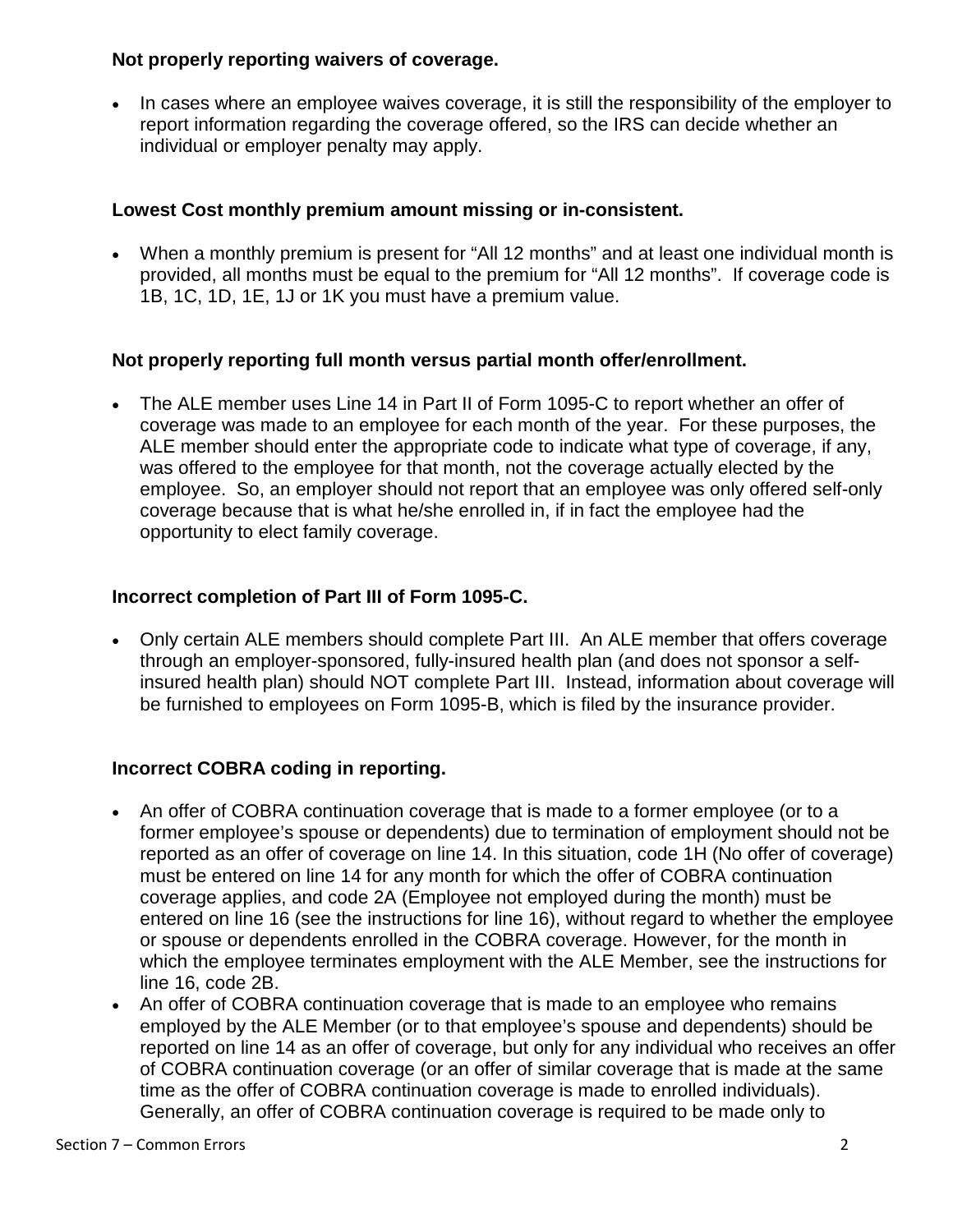**Not properly reporting waivers of coverage.**

- In cases where an employee waives coverage, it is still the responsibility of the employer to report information regarding the coverage offered, so the IRS can decide whether an individual or employer penalty may apply.

**Lowest Cost monthly premium amount missing or in-consistent.**

- When a monthly premium is present for "All 12 months" and at least one individual month is provided, all months must be equal to the premium for "All 12 months". If coverage code is 1B, 1C, 1D, 1E, 1J or 1K you must have a premium value.

**Not properly reporting full month versus partial month offer/enrollment.**

- The ALE member uses Line 14 in Part II of Form 1095-C to report whether an offer of coverage was made to an employee for each month of the year. For these purposes, the ALE member should enter the appropriate code to indicate what type of coverage, if any, was offered to the employee for that month, not the coverage actually elected by the employee. So, an employer should not report that an employee was only offered self-only coverage because that is what he/she enrolled in, if in fact the employee had the opportunity to elect family coverage.

**Incorrect completion of Part III of Form 1095-C.**

- Only certain ALE members should complete Part III. An ALE member that offers coverage through an employer-sponsored, fully-insured health plan (and does not sponsor a self-insured health plan) should NOT complete Part III. Instead, information about coverage will be furnished to employees on Form 1095-B, which is filed by the insurance provider.

**Incorrect COBRA coding in reporting.**

- An offer of COBRA continuation coverage that is made to a former employee (or to a former employee's spouse or dependents) due to termination of employment should not be reported as an offer of coverage on line 14. In this situation, code 1H (No offer of coverage) must be entered on line 14 for any month for which the offer of COBRA continuation coverage applies, and code 2A (Employee not employed during the month) must be entered on line 16 (see the instructions for line 16), without regard to whether the employee or spouse or dependents enrolled in the COBRA coverage. However, for the month in which the employee terminates employment with the ALE Member, see the instructions for line 16, code 2B.
- An offer of COBRA continuation coverage that is made to an employee who remains employed by the ALE Member (or to that employee's spouse and dependents) should be reported on line 14 as an offer of coverage, but only for any individual who receives an offer of COBRA continuation coverage (or an offer of similar coverage that is made at the same time as the offer of COBRA continuation coverage is made to enrolled individuals). Generally, an offer of COBRA continuation coverage is required to be made only to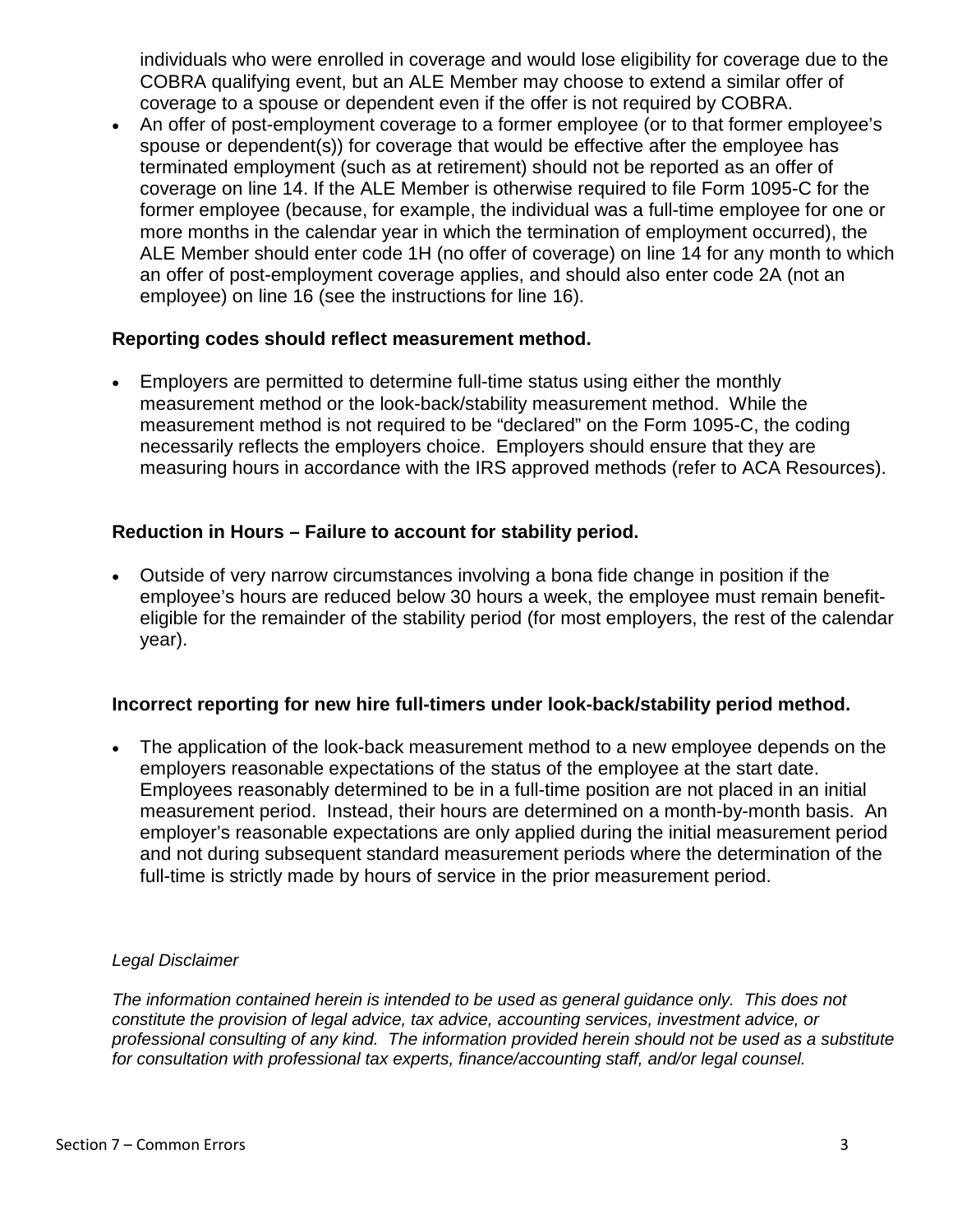individuals who were enrolled in coverage and would lose eligibility for coverage due to the COBRA qualifying event, but an ALE Member may choose to extend a similar offer of coverage to a spouse or dependent even if the offer is not required by COBRA.

- An offer of post-employment coverage to a former employee (or to that former employee's spouse or dependent(s)) for coverage that would be effective after the employee has terminated employment (such as at retirement) should not be reported as an offer of coverage on line 14. If the ALE Member is otherwise required to file Form 1095-C for the former employee (because, for example, the individual was a full-time employee for one or more months in the calendar year in which the termination of employment occurred), the ALE Member should enter code 1H (no offer of coverage) on line 14 for any month to which an offer of post-employment coverage applies, and should also enter code 2A (not an employee) on line 16 (see the instructions for line 16).

**Reporting codes should reflect measurement method.**

- Employers are permitted to determine full-time status using either the monthly measurement method or the look-back/stability measurement method. While the measurement method is not required to be "declared" on the Form 1095-C, the coding necessarily reflects the employers choice. Employers should ensure that they are measuring hours in accordance with the IRS approved methods (refer to ACA Resources).

**Reduction in Hours – Failure to account for stability period.**

- Outside of very narrow circumstances involving a bona fide change in position if the employee's hours are reduced below 30 hours a week, the employee must remain benefit-eligible for the remainder of the stability period (for most employers, the rest of the calendar year).

**Incorrect reporting for new hire full-timers under look-back/stability period method.**

- The application of the look-back measurement method to a new employee depends on the employers reasonable expectations of the status of the employee at the start date. Employees reasonably determined to be in a full-time position are not placed in an initial measurement period. Instead, their hours are determined on a month-by-month basis. An employer's reasonable expectations are only applied during the initial measurement period and not during subsequent standard measurement periods where the determination of the full-time is strictly made by hours of service in the prior measurement period.

*Legal Disclaimer*

*The information contained herein is intended to be used as general guidance only. This does not constitute the provision of legal advice, tax advice, accounting services, investment advice, or professional consulting of any kind. The information provided herein should not be used as a substitute for consultation with professional tax experts, finance/accounting staff, and/or legal counsel.*